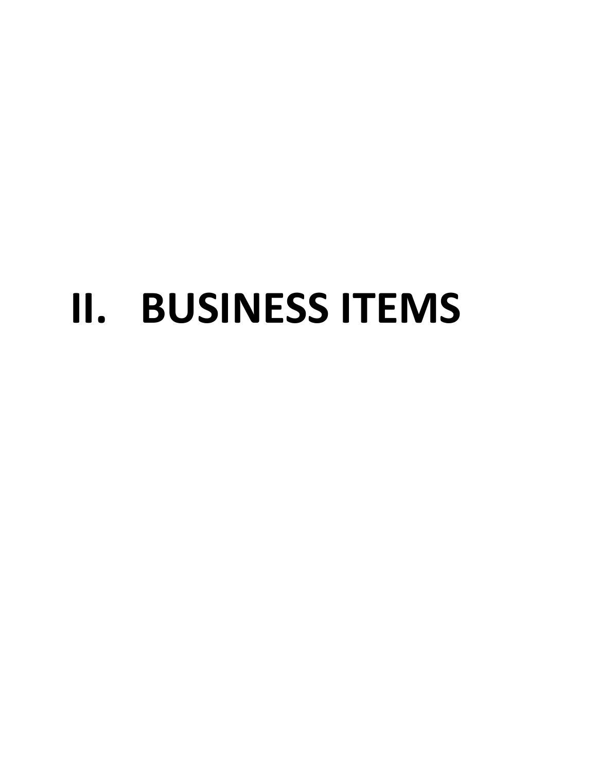# II. BUSINESS ITEMS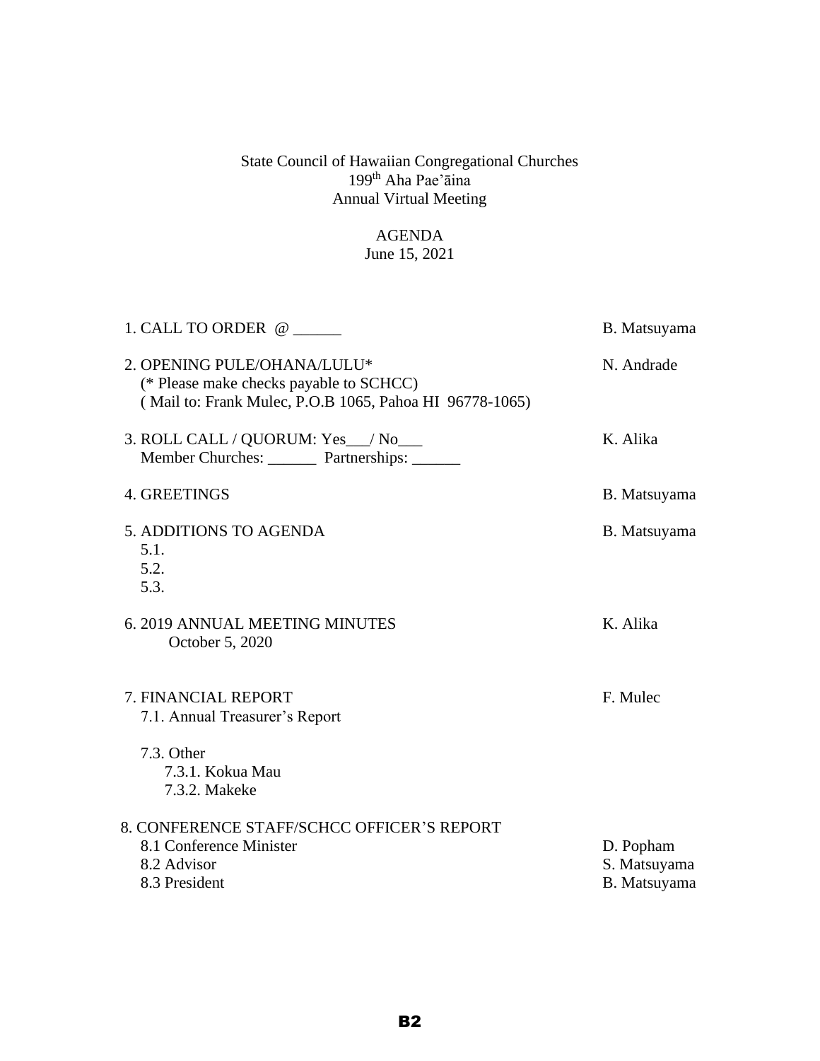State Council of Hawaiian Congregational Churches
199th Aha Pae'āina
Annual Virtual Meeting

AGENDA
June 15, 2021

| | |
|---|---|
| 1. CALL TO ORDER @ ______ | B. Matsuyama |
| 2. OPENING PULE/OHANA/LULU*<br>(* Please make checks payable to SCHCC)<br>( Mail to: Frank Mulec, P.O.B 1065, Pahoa HI 96778-1065) | N. Andrade |
| 3. ROLL CALL / QUORUM: Yes___/ No___<br>Member Churches: ______ Partnerships: ______ | K. Alika |
| 4. GREETINGS | B. Matsuyama |
| 5. ADDITIONS TO AGENDA<br>5.1.<br>5.2.<br>5.3. | B. Matsuyama |
| 6. 2019 ANNUAL MEETING MINUTES<br>October 5, 2020 | K. Alika |
| 7. FINANCIAL REPORT<br>7.1. Annual Treasurer's Report<br><br>7.3. Other<br>7.3.1. Kokua Mau<br>7.3.2. Makeke | F. Mulec |
| 8. CONFERENCE STAFF/SCHCC OFFICER'S REPORT | |
| 8.1 Conference Minister | D. Popham |
| 8.2 Advisor | S. Matsuyama |
| 8.3 President | B. Matsuyama |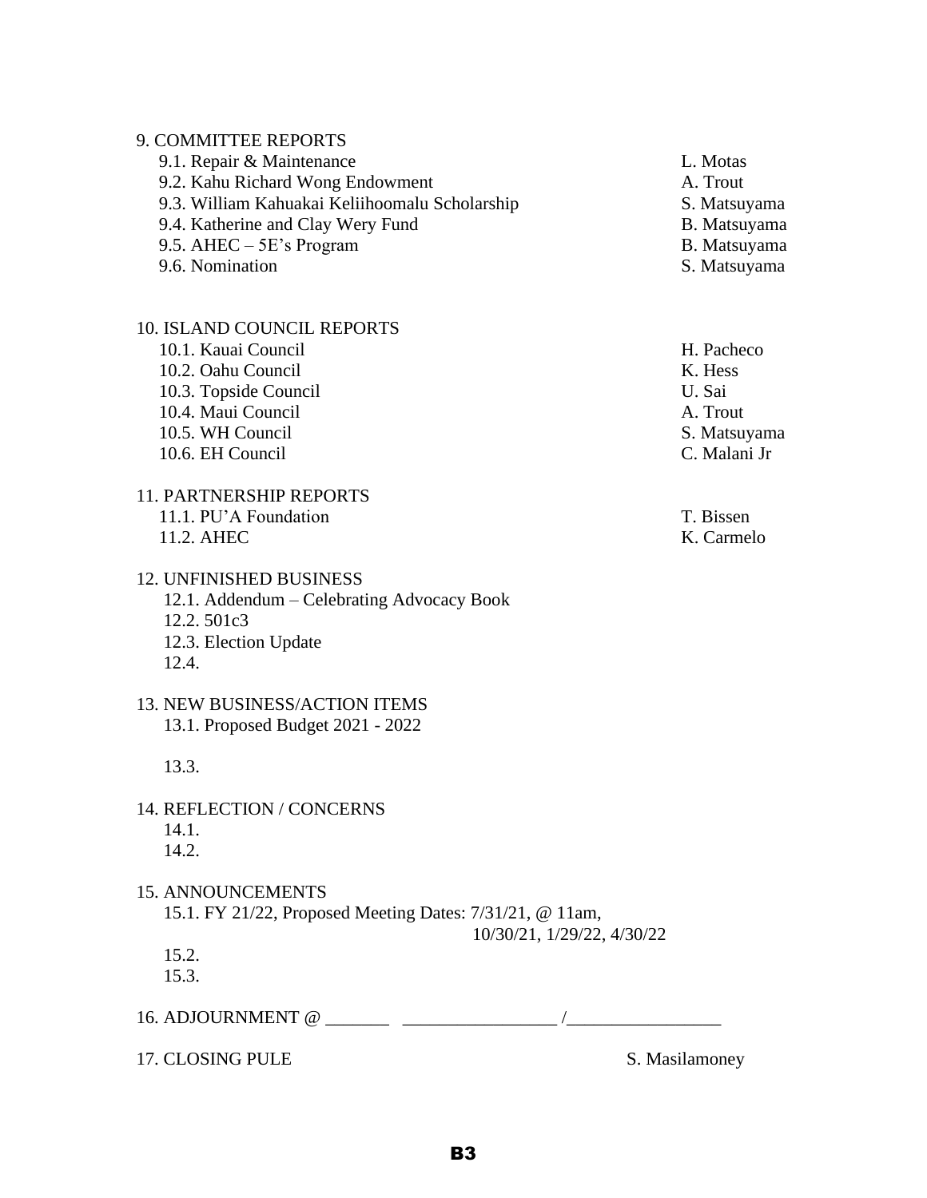9. COMMITTEE REPORTS

| | |
|---|---|
| 9.1. Repair & Maintenance | L. Motas |
| 9.2. Kahu Richard Wong Endowment | A. Trout |
| 9.3. William Kahuakai Keliihoomalu Scholarship | S. Matsuyama |
| 9.4. Katherine and Clay Wery Fund | B. Matsuyama |
| 9.5. AHEC – 5E's Program | B. Matsuyama |
| 9.6. Nomination | S. Matsuyama |

10. ISLAND COUNCIL REPORTS

| | |
|---|---|
| 10.1. Kauai Council | H. Pacheco |
| 10.2. Oahu Council | K. Hess |
| 10.3. Topside Council | U. Sai |
| 10.4. Maui Council | A. Trout |
| 10.5. WH Council | S. Matsuyama |
| 10.6. EH Council | C. Malani Jr |

11. PARTNERSHIP REPORTS

| | |
|---|---|
| 11.1. PU'A Foundation | T. Bissen |
| 11.2. AHEC | K. Carmelo |

12. UNFINISHED BUSINESS
  12.1. Addendum – Celebrating Advocacy Book
  12.2. 501c3
  12.3. Election Update
  12.4.

13. NEW BUSINESS/ACTION ITEMS
  13.1. Proposed Budget 2021 - 2022

  13.3.

14. REFLECTION / CONCERNS
  14.1.
  14.2.

15. ANNOUNCEMENTS
  15.1. FY 21/22, Proposed Meeting Dates: 7/31/21, @ 11am,
  10/30/21, 1/29/22, 4/30/22
  15.2.
  15.3.

16. ADJOURNMENT @ _______ _________________ /_________________

17. CLOSING PULE S. Masilamoney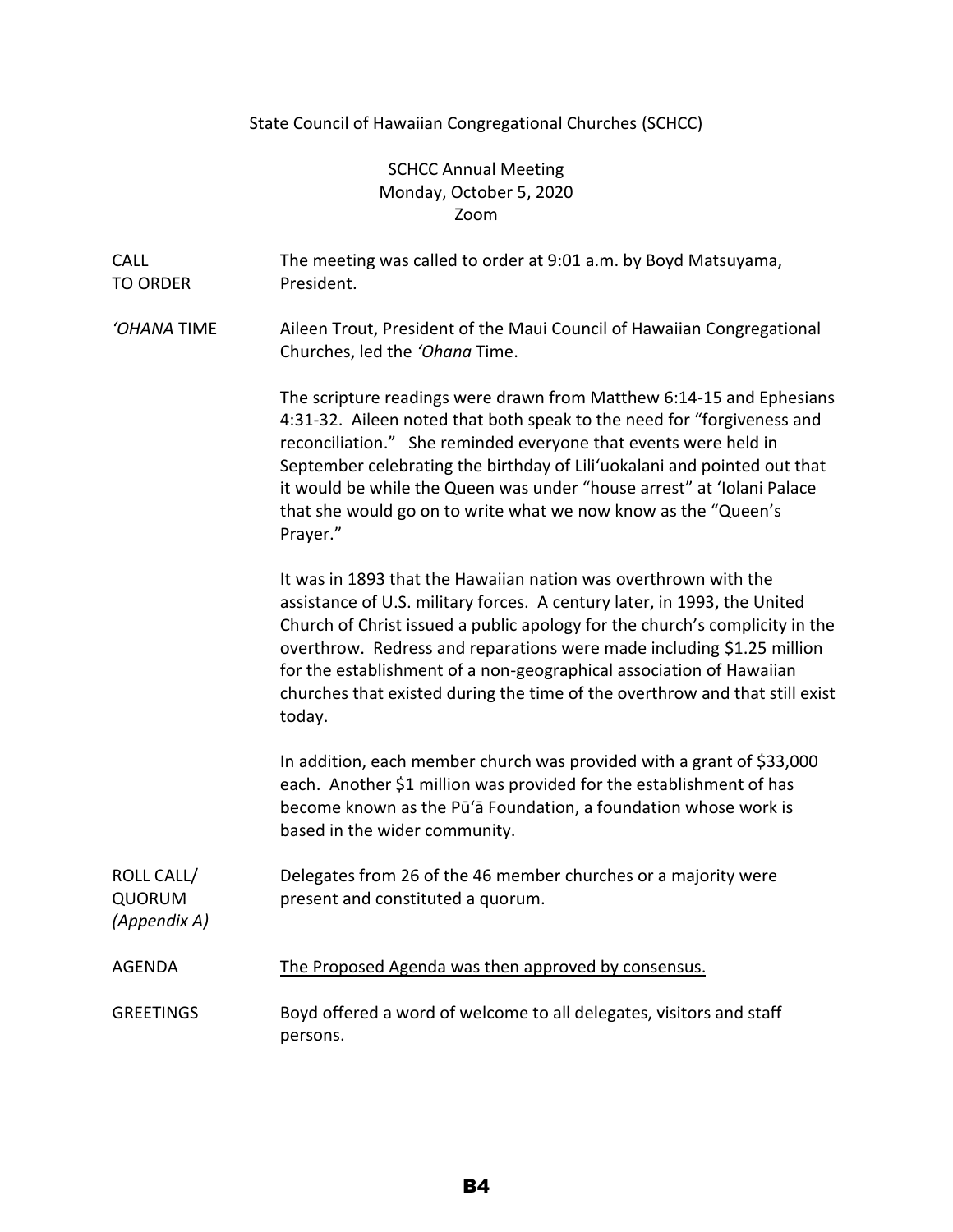State Council of Hawaiian Congregational Churches (SCHCC)

SCHCC Annual Meeting
Monday, October 5, 2020
Zoom

**CALL TO ORDER**

The meeting was called to order at 9:01 a.m. by Boyd Matsuyama, President.

***'OHANA* TIME**

Aileen Trout, President of the Maui Council of Hawaiian Congregational Churches, led the *'Ohana* Time.

The scripture readings were drawn from Matthew 6:14-15 and Ephesians 4:31-32. Aileen noted that both speak to the need for "forgiveness and reconciliation." She reminded everyone that events were held in September celebrating the birthday of Lili'uokalani and pointed out that it would be while the Queen was under "house arrest" at 'Iolani Palace that she would go on to write what we now know as the "Queen's Prayer."

It was in 1893 that the Hawaiian nation was overthrown with the assistance of U.S. military forces. A century later, in 1993, the United Church of Christ issued a public apology for the church's complicity in the overthrow. Redress and reparations were made including $1.25 million for the establishment of a non-geographical association of Hawaiian churches that existed during the time of the overthrow and that still exist today.

In addition, each member church was provided with a grant of $33,000 each. Another $1 million was provided for the establishment of has become known as the Pū'ā Foundation, a foundation whose work is based in the wider community.

**ROLL CALL/ QUORUM** *(Appendix A)*

Delegates from 26 of the 46 member churches or a majority were present and constituted a quorum.

**AGENDA**

<u>The Proposed Agenda was then approved by consensus.</u>

**GREETINGS**

Boyd offered a word of welcome to all delegates, visitors and staff persons.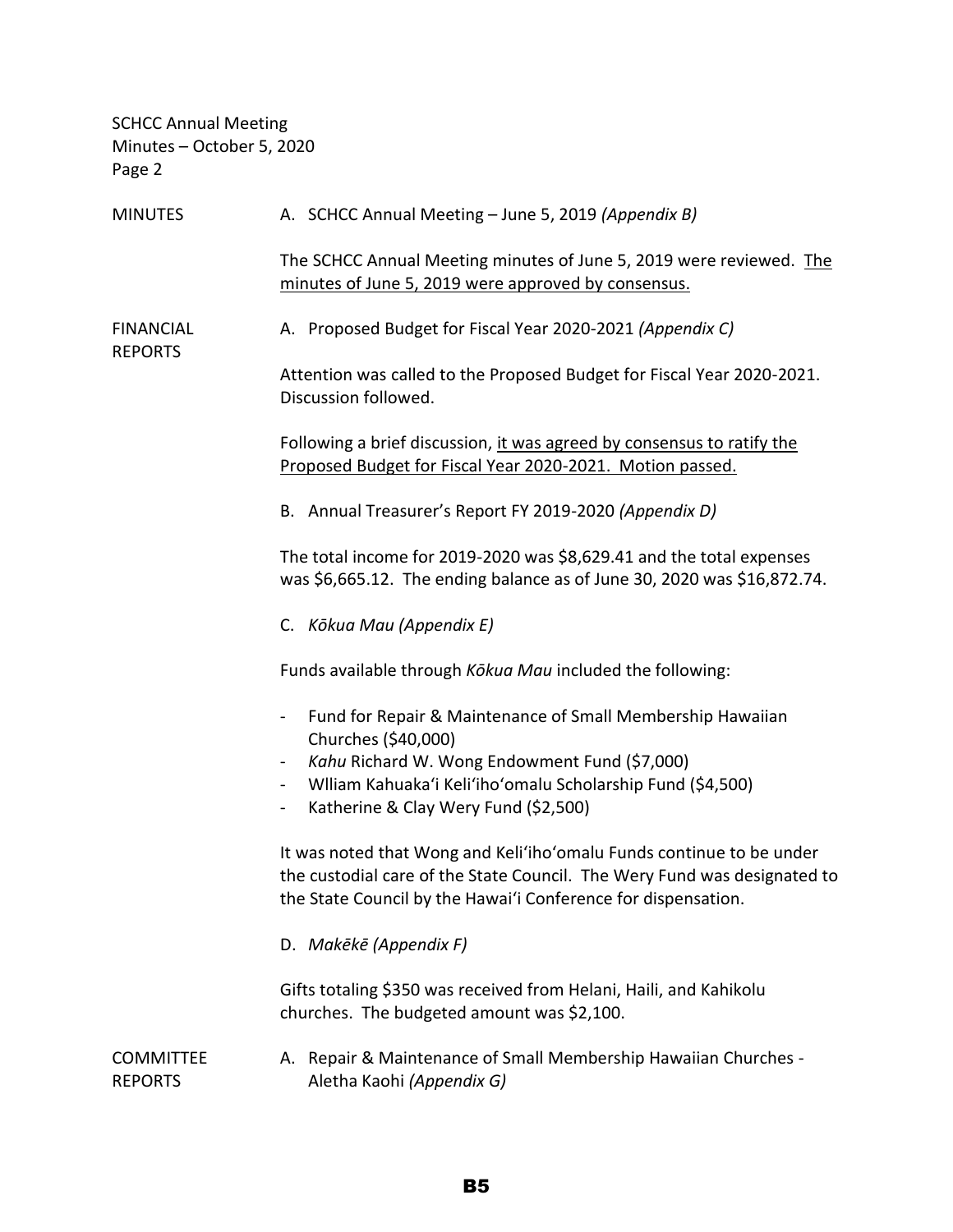MINUTES

A. SCHCC Annual Meeting – June 5, 2019 *(Appendix B)*

The SCHCC Annual Meeting minutes of June 5, 2019 were reviewed. <u>The minutes of June 5, 2019 were approved by consensus.</u>

FINANCIAL REPORTS

A. Proposed Budget for Fiscal Year 2020-2021 *(Appendix C)*

Attention was called to the Proposed Budget for Fiscal Year 2020-2021. Discussion followed.

Following a brief discussion, <u>it was agreed by consensus to ratify the Proposed Budget for Fiscal Year 2020-2021. Motion passed.</u>

B. Annual Treasurer's Report FY 2019-2020 *(Appendix D)*

The total income for 2019-2020 was $8,629.41 and the total expenses was $6,665.12. The ending balance as of June 30, 2020 was $16,872.74.

C. *Kōkua Mau (Appendix E)*

Funds available through *Kōkua Mau* included the following:

- Fund for Repair & Maintenance of Small Membership Hawaiian Churches ($40,000)
- *Kahu* Richard W. Wong Endowment Fund ($7,000)
- Wlliam Kahuakaʻi Keliʻihoʻomalu Scholarship Fund ($4,500)
- Katherine & Clay Wery Fund ($2,500)

It was noted that Wong and Keliʻihoʻomalu Funds continue to be under the custodial care of the State Council. The Wery Fund was designated to the State Council by the Hawaiʻi Conference for dispensation.

D. *Makēkē (Appendix F)*

Gifts totaling $350 was received from Helani, Haili, and Kahikolu churches. The budgeted amount was $2,100.

COMMITTEE REPORTS

A. Repair & Maintenance of Small Membership Hawaiian Churches - Aletha Kaohi *(Appendix G)*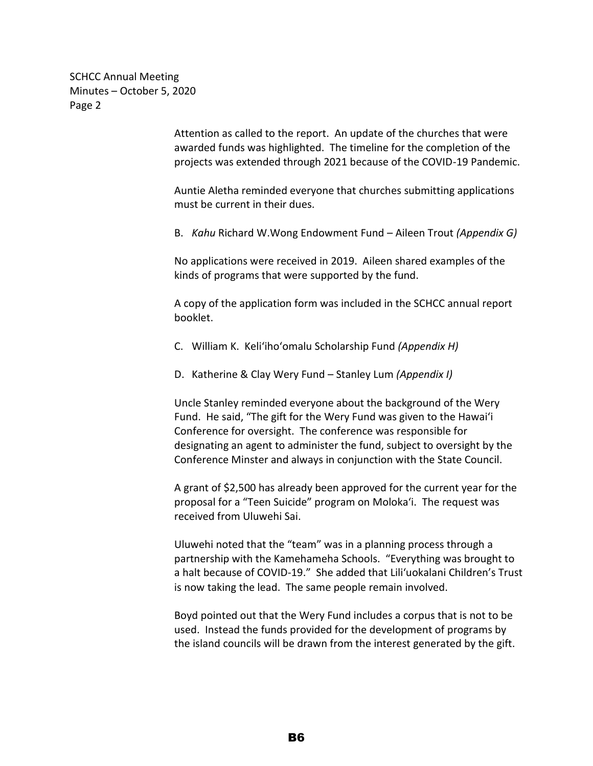Attention as called to the report. An update of the churches that were awarded funds was highlighted. The timeline for the completion of the projects was extended through 2021 because of the COVID-19 Pandemic.

Auntie Aletha reminded everyone that churches submitting applications must be current in their dues.

B. *Kahu* Richard W.Wong Endowment Fund – Aileen Trout *(Appendix G)*

No applications were received in 2019. Aileen shared examples of the kinds of programs that were supported by the fund.

A copy of the application form was included in the SCHCC annual report booklet.

C. William K. Keli'iho'omalu Scholarship Fund *(Appendix H)*

D. Katherine & Clay Wery Fund – Stanley Lum *(Appendix I)*

Uncle Stanley reminded everyone about the background of the Wery Fund. He said, "The gift for the Wery Fund was given to the Hawai'i Conference for oversight. The conference was responsible for designating an agent to administer the fund, subject to oversight by the Conference Minster and always in conjunction with the State Council.

A grant of $2,500 has already been approved for the current year for the proposal for a "Teen Suicide" program on Moloka'i. The request was received from Uluwehi Sai.

Uluwehi noted that the "team" was in a planning process through a partnership with the Kamehameha Schools. "Everything was brought to a halt because of COVID-19." She added that Lili'uokalani Children's Trust is now taking the lead. The same people remain involved.

Boyd pointed out that the Wery Fund includes a corpus that is not to be used. Instead the funds provided for the development of programs by the island councils will be drawn from the interest generated by the gift.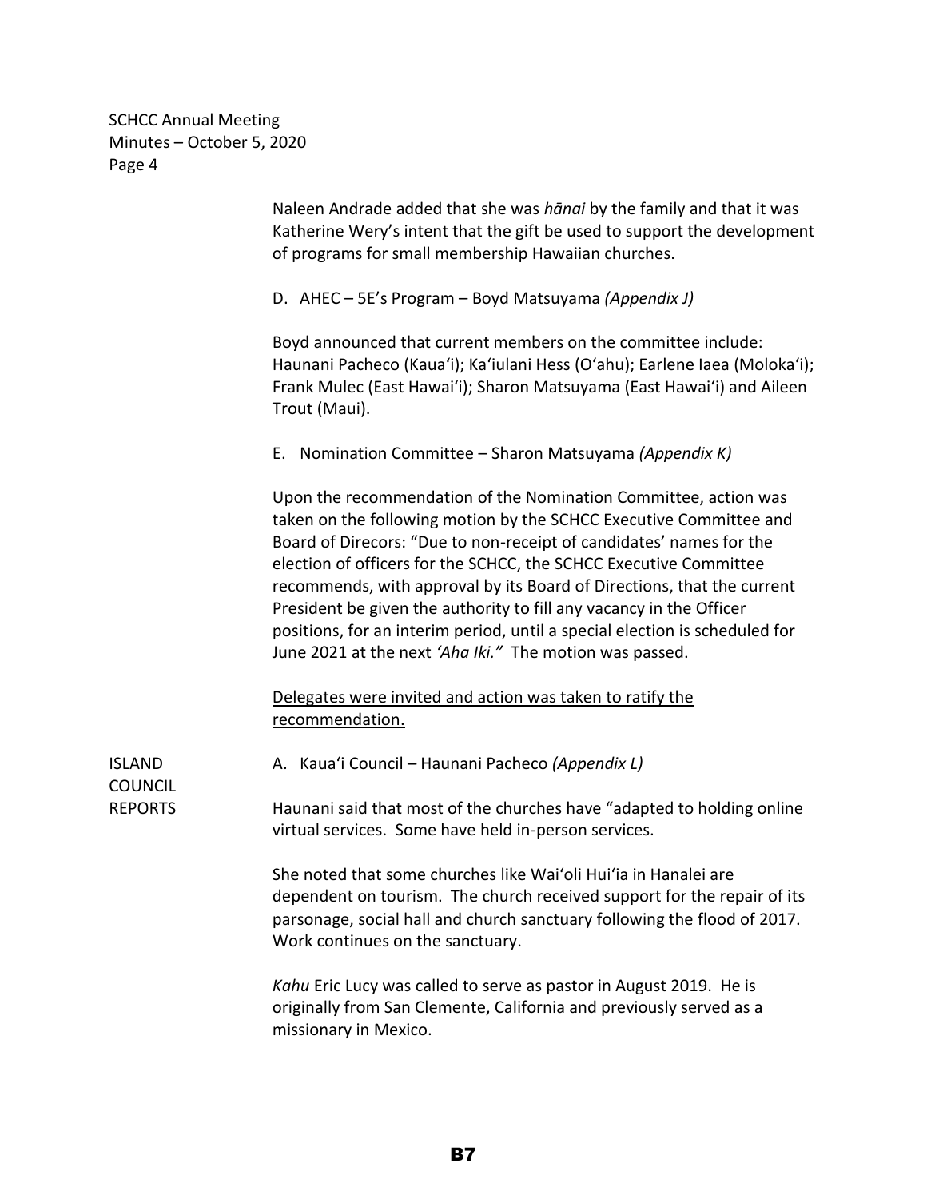Naleen Andrade added that she was *hānai* by the family and that it was Katherine Wery's intent that the gift be used to support the development of programs for small membership Hawaiian churches.

D. AHEC – 5E's Program – Boyd Matsuyama *(Appendix J)*

Boyd announced that current members on the committee include: Haunani Pacheco (Kaua'i); Ka'iulani Hess (O'ahu); Earlene Iaea (Moloka'i); Frank Mulec (East Hawai'i); Sharon Matsuyama (East Hawai'i) and Aileen Trout (Maui).

E. Nomination Committee – Sharon Matsuyama *(Appendix K)*

Upon the recommendation of the Nomination Committee, action was taken on the following motion by the SCHCC Executive Committee and Board of Direcors: "Due to non-receipt of candidates' names for the election of officers for the SCHCC, the SCHCC Executive Committee recommends, with approval by its Board of Directions, that the current President be given the authority to fill any vacancy in the Officer positions, for an interim period, until a special election is scheduled for June 2021 at the next *'Aha Iki."* The motion was passed.

<u>Delegates were invited and action was taken to ratify the recommendation.</u>

## ISLAND COUNCIL REPORTS

A. Kaua'i Council – Haunani Pacheco *(Appendix L)*

Haunani said that most of the churches have "adapted to holding online virtual services. Some have held in-person services.

She noted that some churches like Wai'oli Hui'ia in Hanalei are dependent on tourism. The church received support for the repair of its parsonage, social hall and church sanctuary following the flood of 2017. Work continues on the sanctuary.

*Kahu* Eric Lucy was called to serve as pastor in August 2019. He is originally from San Clemente, California and previously served as a missionary in Mexico.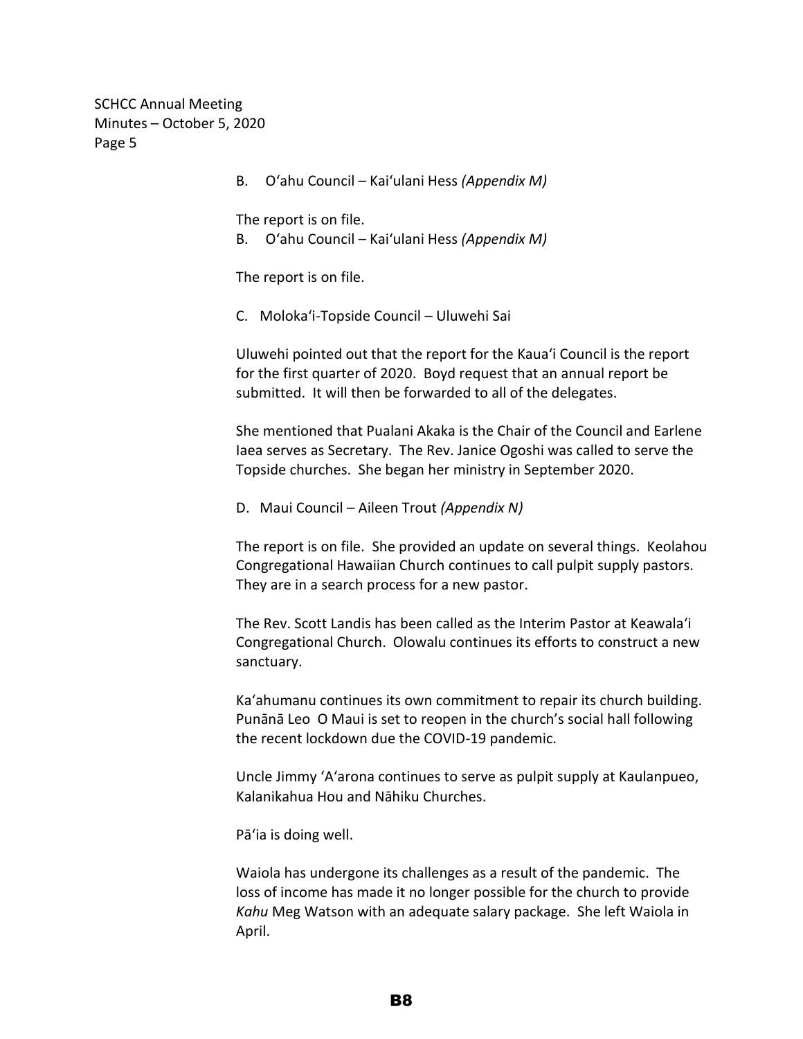B. O'ahu Council – Kai'ulani Hess *(Appendix M)*

The report is on file.

B. O'ahu Council – Kai'ulani Hess *(Appendix M)*

The report is on file.

C. Moloka'i-Topside Council – Uluwehi Sai

Uluwehi pointed out that the report for the Kaua'i Council is the report for the first quarter of 2020. Boyd request that an annual report be submitted. It will then be forwarded to all of the delegates.

She mentioned that Pualani Akaka is the Chair of the Council and Earlene Iaea serves as Secretary. The Rev. Janice Ogoshi was called to serve the Topside churches. She began her ministry in September 2020.

D. Maui Council – Aileen Trout *(Appendix N)*

The report is on file. She provided an update on several things. Keolahou Congregational Hawaiian Church continues to call pulpit supply pastors. They are in a search process for a new pastor.

The Rev. Scott Landis has been called as the Interim Pastor at Keawala'i Congregational Church. Olowalu continues its efforts to construct a new sanctuary.

Ka'ahumanu continues its own commitment to repair its church building. Punānā Leo O Maui is set to reopen in the church's social hall following the recent lockdown due the COVID-19 pandemic.

Uncle Jimmy 'A'arona continues to serve as pulpit supply at Kaulanpueo, Kalanikahua Hou and Nāhiku Churches.

Pā'ia is doing well.

Waiola has undergone its challenges as a result of the pandemic. The loss of income has made it no longer possible for the church to provide *Kahu* Meg Watson with an adequate salary package. She left Waiola in April.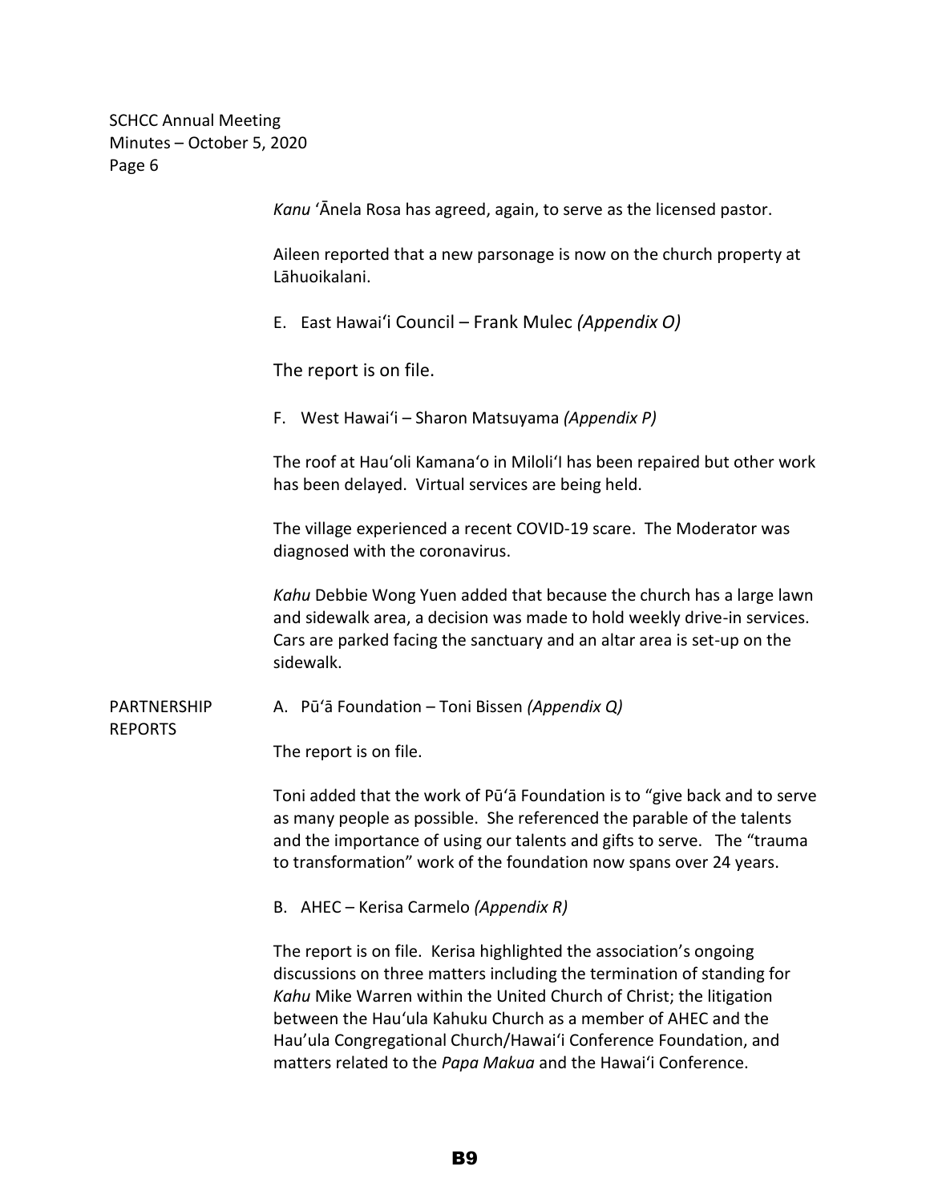*Kanu* ʻĀnela Rosa has agreed, again, to serve as the licensed pastor.

Aileen reported that a new parsonage is now on the church property at Lāhuoikalani.

E. East Hawaiʻi Council – Frank Mulec *(Appendix O)*

The report is on file.

F. West Hawaiʻi – Sharon Matsuyama *(Appendix P)*

The roof at Hauʻoli Kamanaʻo in MiloliʻI has been repaired but other work has been delayed. Virtual services are being held.

The village experienced a recent COVID-19 scare. The Moderator was diagnosed with the coronavirus.

*Kahu* Debbie Wong Yuen added that because the church has a large lawn and sidewalk area, a decision was made to hold weekly drive-in services. Cars are parked facing the sanctuary and an altar area is set-up on the sidewalk.

PARTNERSHIP REPORTS

A. Pūʻā Foundation – Toni Bissen *(Appendix Q)*

The report is on file.

Toni added that the work of Pūʻā Foundation is to "give back and to serve as many people as possible. She referenced the parable of the talents and the importance of using our talents and gifts to serve. The "trauma to transformation" work of the foundation now spans over 24 years.

B. AHEC – Kerisa Carmelo *(Appendix R)*

The report is on file. Kerisa highlighted the association's ongoing discussions on three matters including the termination of standing for *Kahu* Mike Warren within the United Church of Christ; the litigation between the Hauʻula Kahuku Church as a member of AHEC and the Hau'ula Congregational Church/Hawaiʻi Conference Foundation, and matters related to the *Papa Makua* and the Hawaiʻi Conference.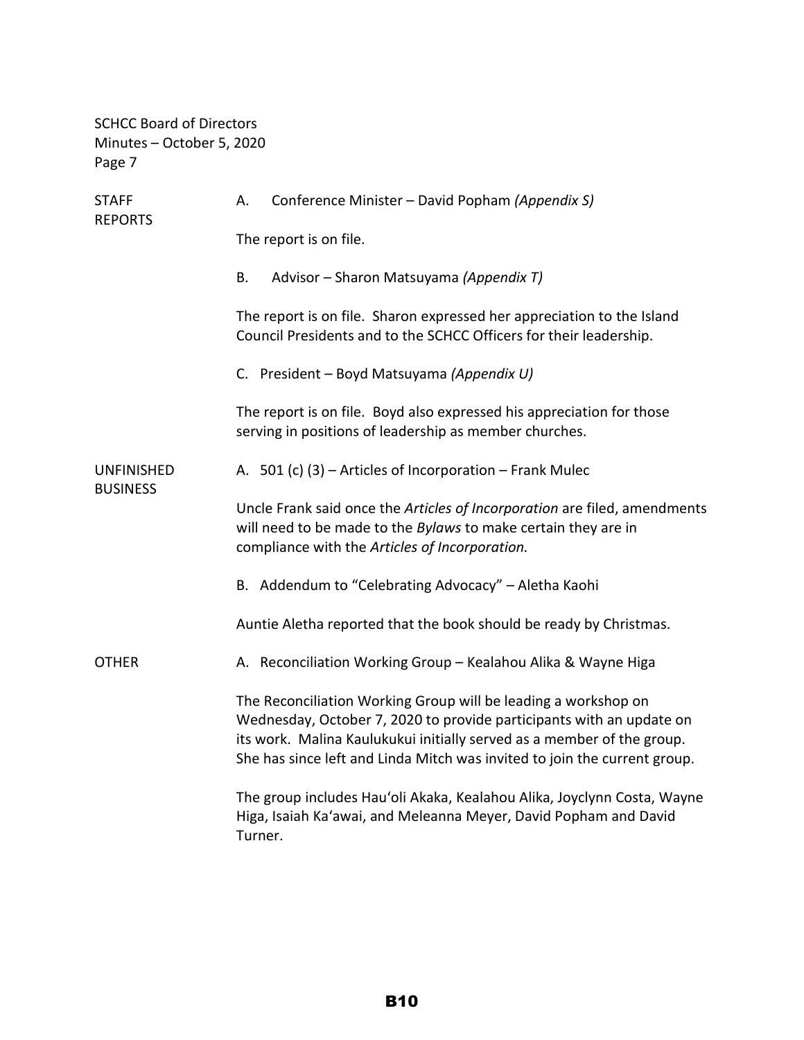SCHCC Board of Directors
Minutes – October 5, 2020
Page 7

## STAFF REPORTS

A. Conference Minister – David Popham *(Appendix S)*

The report is on file.

B. Advisor – Sharon Matsuyama *(Appendix T)*

The report is on file. Sharon expressed her appreciation to the Island Council Presidents and to the SCHCC Officers for their leadership.

C. President – Boyd Matsuyama *(Appendix U)*

The report is on file. Boyd also expressed his appreciation for those serving in positions of leadership as member churches.

## UNFINISHED BUSINESS

A. 501 (c) (3) – Articles of Incorporation – Frank Mulec

Uncle Frank said once the *Articles of Incorporation* are filed, amendments will need to be made to the *Bylaws* to make certain they are in compliance with the *Articles of Incorporation.*

B. Addendum to "Celebrating Advocacy" – Aletha Kaohi

Auntie Aletha reported that the book should be ready by Christmas.

## OTHER

A. Reconciliation Working Group – Kealahou Alika & Wayne Higa

The Reconciliation Working Group will be leading a workshop on Wednesday, October 7, 2020 to provide participants with an update on its work. Malina Kaulukukui initially served as a member of the group. She has since left and Linda Mitch was invited to join the current group.

The group includes Hauʻoli Akaka, Kealahou Alika, Joyclynn Costa, Wayne Higa, Isaiah Kaʻawai, and Meleanna Meyer, David Popham and David Turner.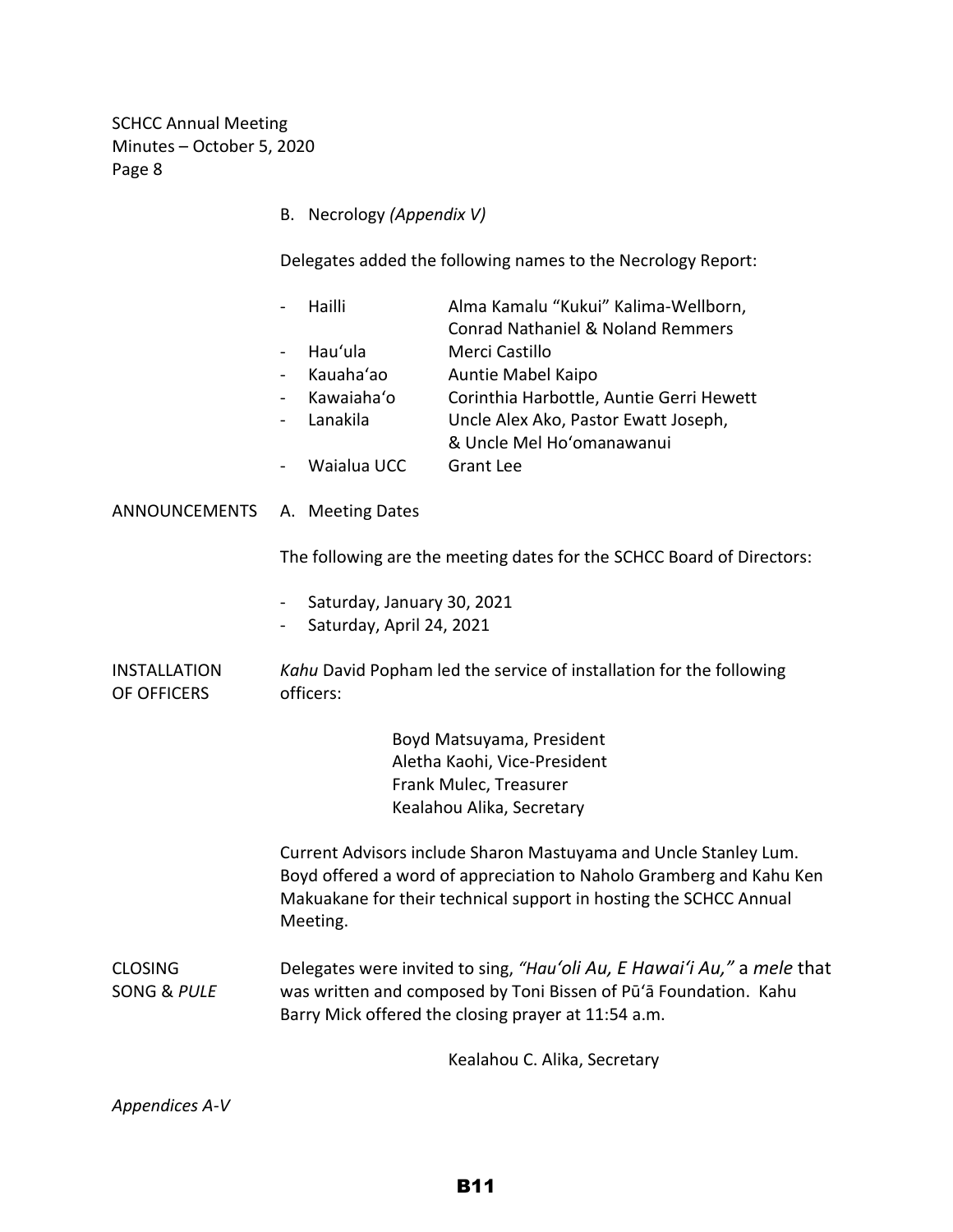B. Necrology *(Appendix V)*

Delegates added the following names to the Necrology Report:

- Hailli — Alma Kamalu "Kukui" Kalima-Wellborn, Conrad Nathaniel & Noland Remmers
- Hau'ula — Merci Castillo
- Kauaha'ao — Auntie Mabel Kaipo
- Kawaiaha'o — Corinthia Harbottle, Auntie Gerri Hewett
- Lanakila — Uncle Alex Ako, Pastor Ewatt Joseph, & Uncle Mel Ho'omanawanui
- Waialua UCC — Grant Lee

## ANNOUNCEMENTS

A. Meeting Dates

The following are the meeting dates for the SCHCC Board of Directors:

- Saturday, January 30, 2021
- Saturday, April 24, 2021

## INSTALLATION OF OFFICERS

*Kahu* David Popham led the service of installation for the following officers:

Boyd Matsuyama, President
Aletha Kaohi, Vice-President
Frank Mulec, Treasurer
Kealahou Alika, Secretary

Current Advisors include Sharon Mastuyama and Uncle Stanley Lum. Boyd offered a word of appreciation to Naholo Gramberg and Kahu Ken Makuakane for their technical support in hosting the SCHCC Annual Meeting.

## CLOSING SONG & *PULE*

Delegates were invited to sing, *"Hau'oli Au, E Hawai'i Au,"* a *mele* that was written and composed by Toni Bissen of Pū'ā Foundation. Kahu Barry Mick offered the closing prayer at 11:54 a.m.

Kealahou C. Alika, Secretary

*Appendices A-V*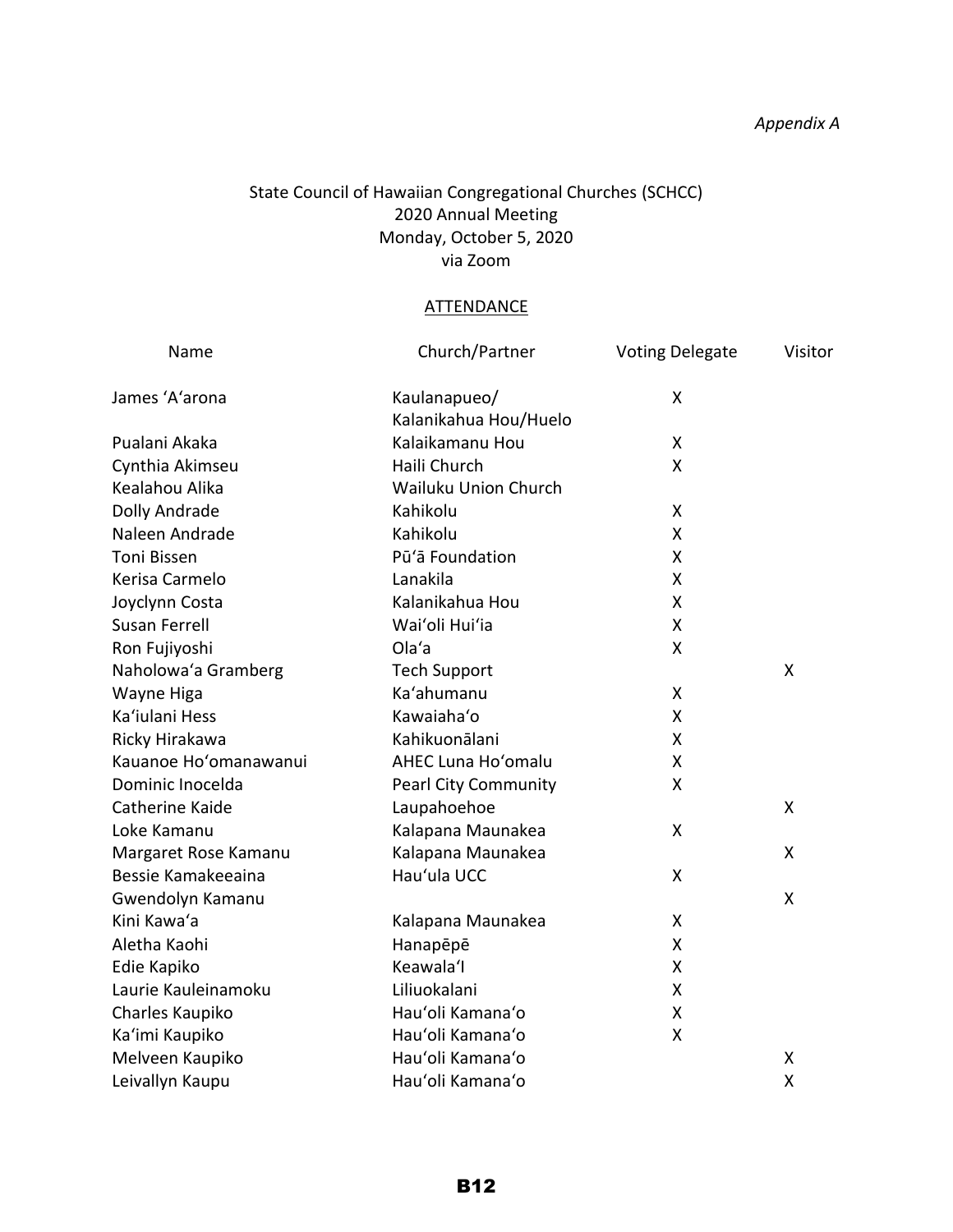*Appendix A*

State Council of Hawaiian Congregational Churches (SCHCC)
2020 Annual Meeting
Monday, October 5, 2020
via Zoom

ATTENDANCE

| Name | Church/Partner | Voting Delegate | Visitor |
|---|---|---|---|
| James ʻAʻarona | Kaulanapueo/ Kalanikahua Hou/Huelo | X | |
| Pualani Akaka | Kalaikamanu Hou | X | |
| Cynthia Akimseu | Haili Church | X | |
| Kealahou Alika | Wailuku Union Church | | |
| Dolly Andrade | Kahikolu | X | |
| Naleen Andrade | Kahikolu | X | |
| Toni Bissen | Pūʻā Foundation | X | |
| Kerisa Carmelo | Lanakila | X | |
| Joyclynn Costa | Kalanikahua Hou | X | |
| Susan Ferrell | Waiʻoli Huiʻia | X | |
| Ron Fujiyoshi | Olaʻa | X | |
| Naholowaʻa Gramberg | Tech Support | | X |
| Wayne Higa | Kaʻahumanu | X | |
| Kaʻiulani Hess | Kawaiahaʻo | X | |
| Ricky Hirakawa | Kahikuonālani | X | |
| Kauanoe Hoʻomanawanui | AHEC Luna Hoʻomalu | X | |
| Dominic Inocelda | Pearl City Community | X | |
| Catherine Kaide | Laupahoehoe | | X |
| Loke Kamanu | Kalapana Maunakea | X | |
| Margaret Rose Kamanu | Kalapana Maunakea | | X |
| Bessie Kamakeeaina | Hauʻula UCC | X | |
| Gwendolyn Kamanu | | | X |
| Kini Kawaʻa | Kalapana Maunakea | X | |
| Aletha Kaohi | Hanapēpē | X | |
| Edie Kapiko | Keawalaʻl | X | |
| Laurie Kauleinamoku | Liliuokalani | X | |
| Charles Kaupiko | Hauʻoli Kamanaʻo | X | |
| Kaʻimi Kaupiko | Hauʻoli Kamanaʻo | X | |
| Melveen Kaupiko | Hauʻoli Kamanaʻo | | X |
| Leivallyn Kaupu | Hauʻoli Kamanaʻo | | X |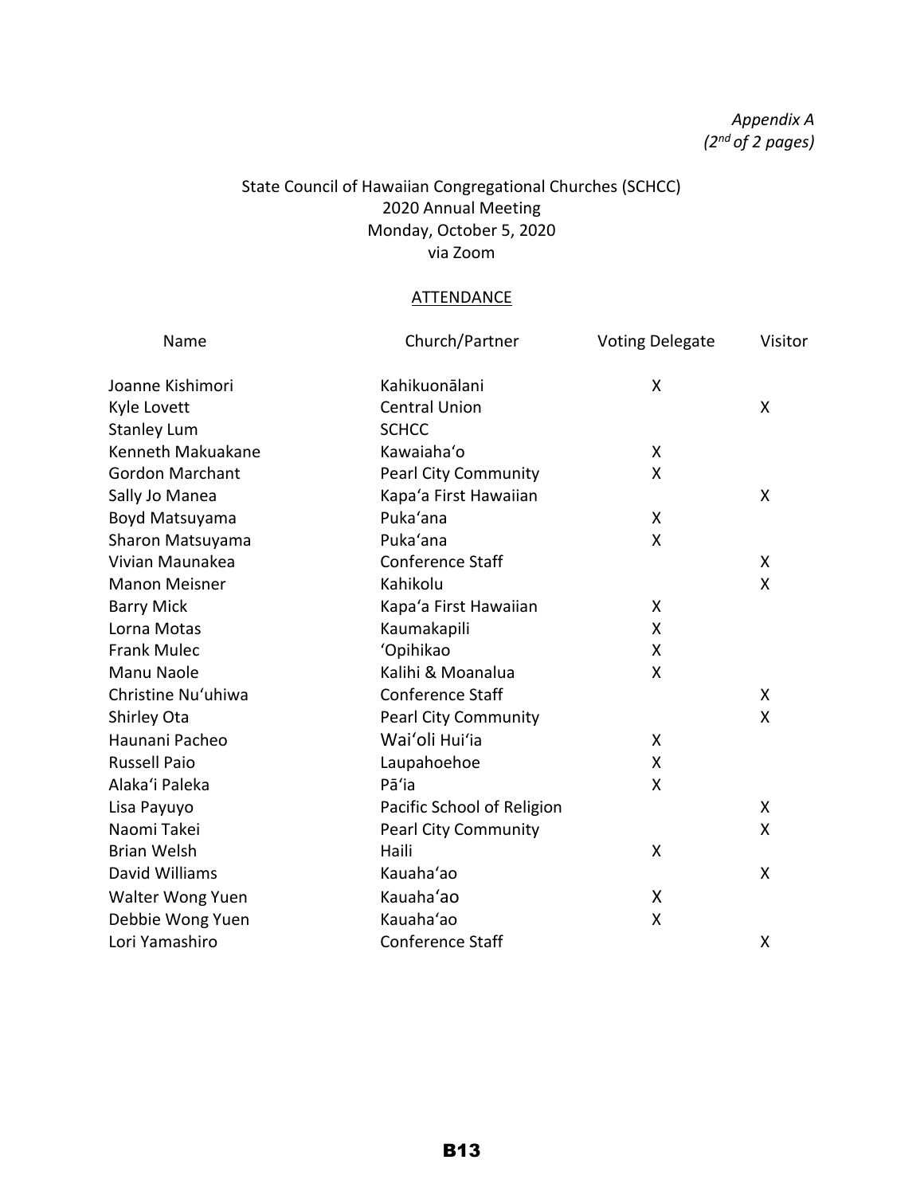*Appendix A*
*(2nd of 2 pages)*

State Council of Hawaiian Congregational Churches (SCHCC)
2020 Annual Meeting
Monday, October 5, 2020
via Zoom

ATTENDANCE

| Name | Church/Partner | Voting Delegate | Visitor |
|---|---|---|---|
| Joanne Kishimori | Kahikuonālani | X | |
| Kyle Lovett | Central Union | | X |
| Stanley Lum | SCHCC | | |
| Kenneth Makuakane | Kawaiahaʻo | X | |
| Gordon Marchant | Pearl City Community | X | |
| Sally Jo Manea | Kapaʻa First Hawaiian | | X |
| Boyd Matsuyama | Pukaʻana | X | |
| Sharon Matsuyama | Pukaʻana | X | |
| Vivian Maunakea | Conference Staff | | X |
| Manon Meisner | Kahikolu | | X |
| Barry Mick | Kapaʻa First Hawaiian | X | |
| Lorna Motas | Kaumakapili | X | |
| Frank Mulec | ʻOpihikao | X | |
| Manu Naole | Kalihi & Moanalua | X | |
| Christine Nuʻuhiwa | Conference Staff | | X |
| Shirley Ota | Pearl City Community | | X |
| Haunani Pacheo | Waiʻoli Huiʻia | X | |
| Russell Paio | Laupahoehoe | X | |
| Alakaʻi Paleka | Pāʻia | X | |
| Lisa Payuyo | Pacific School of Religion | | X |
| Naomi Takei | Pearl City Community | | X |
| Brian Welsh | Haili | X | |
| David Williams | Kauahaʻao | | X |
| Walter Wong Yuen | Kauahaʻao | X | |
| Debbie Wong Yuen | Kauahaʻao | X | |
| Lori Yamashiro | Conference Staff | | X |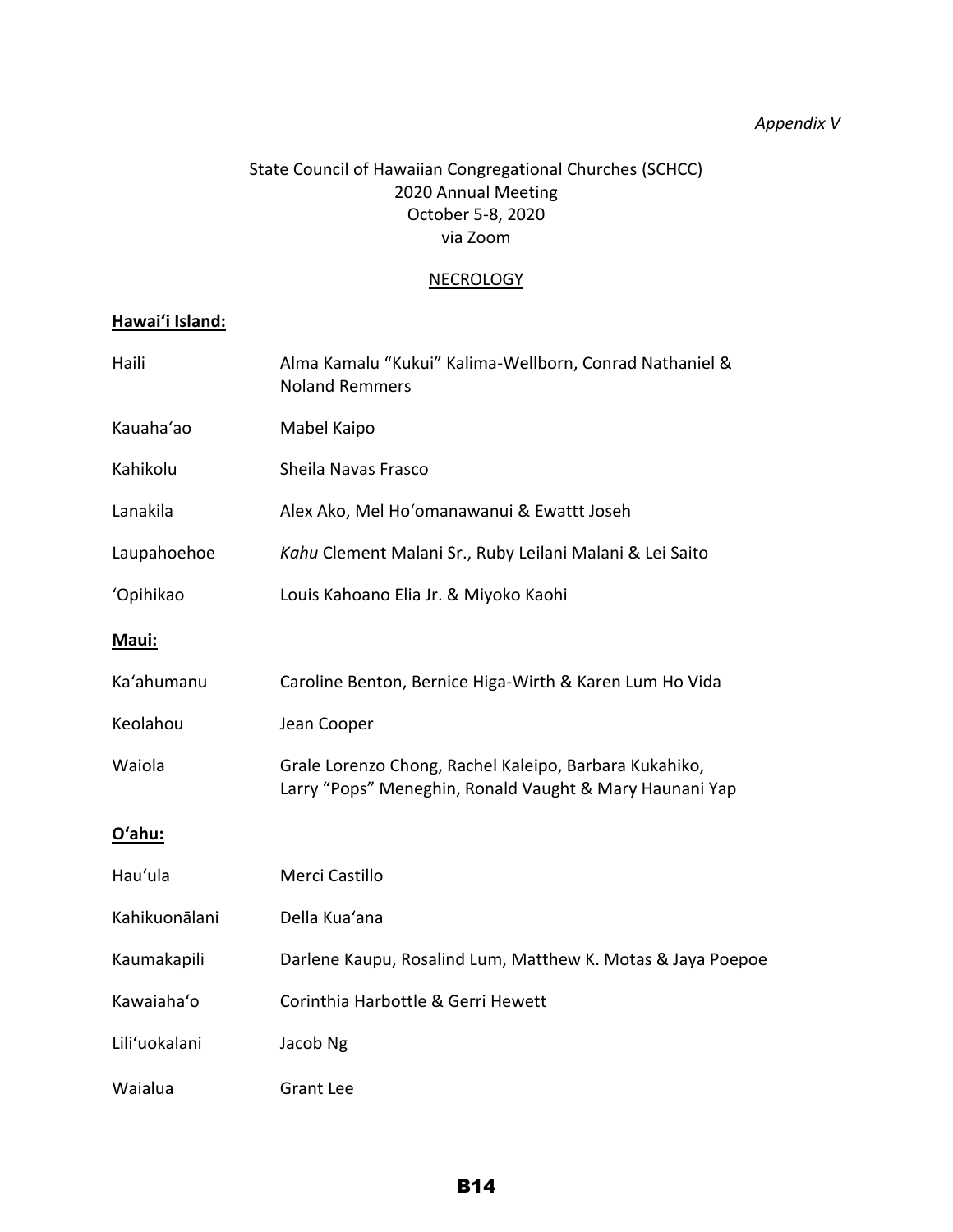*Appendix V*

State Council of Hawaiian Congregational Churches (SCHCC)
2020 Annual Meeting
October 5-8, 2020
via Zoom

NECROLOGY

**Hawaiʻi Island:**

| | |
|---|---|
| Haili | Alma Kamalu "Kukui" Kalima-Wellborn, Conrad Nathaniel & Noland Remmers |
| Kauahaʻao | Mabel Kaipo |
| Kahikolu | Sheila Navas Frasco |
| Lanakila | Alex Ako, Mel Hoʻomanawanui & Ewattt Joseh |
| Laupahoehoe | *Kahu* Clement Malani Sr., Ruby Leilani Malani & Lei Saito |
| ʻOpihikao | Louis Kahoano Elia Jr. & Miyoko Kaohi |

**Maui:**

| | |
|---|---|
| Kaʻahumanu | Caroline Benton, Bernice Higa-Wirth & Karen Lum Ho Vida |
| Keolahou | Jean Cooper |
| Waiola | Grale Lorenzo Chong, Rachel Kaleipo, Barbara Kukahiko, Larry "Pops" Meneghin, Ronald Vaught & Mary Haunani Yap |

**Oʻahu:**

| | |
|---|---|
| Hauʻula | Merci Castillo |
| Kahikuonālani | Della Kuaʻana |
| Kaumakapili | Darlene Kaupu, Rosalind Lum, Matthew K. Motas & Jaya Poepoe |
| Kawaiahaʻo | Corinthia Harbottle & Gerri Hewett |
| Liliʻuokalani | Jacob Ng |
| Waialua | Grant Lee |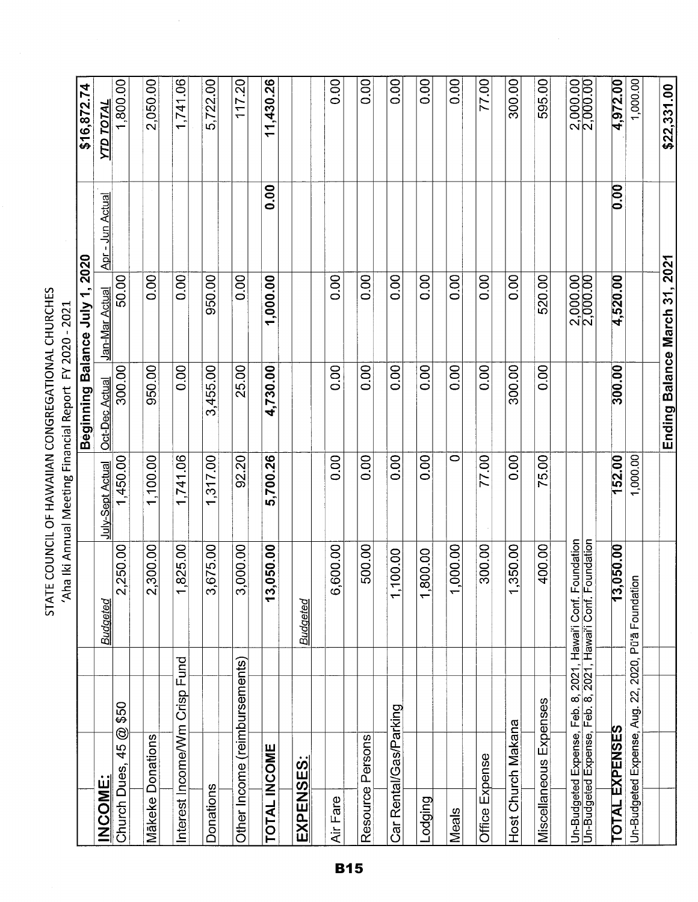# STATE COUNCIL OF HAWAIIAN CONGREGATIONAL CHURCHES

'Aha Iki Annual Meeting Financial Report FY 2020 - 2021

| | | Beginning Balance July 1, 2020 | | | | $16,872.74 |
|---|---|---|---|---|---|---|
| **INCOME:** | *Budgeted* | July-Sept Actual | Oct-Dec Actual | Jan-Mar Actual | Apr - Jun Actual | ***YTD TOTAL*** |
| Church Dues, 45 @ $50 | 2,250.00 | 1,450.00 | 300.00 | 50.00 | | 1,800.00 |
| Mākeke Donations | 2,300.00 | 1,100.00 | 950.00 | 0.00 | | 2,050.00 |
| Interest Income/Wm Crisp Fund | 1,825.00 | 1,741.06 | 0.00 | 0.00 | | 1,741.06 |
| Donations | 3,675.00 | 1,317.00 | 3,455.00 | 950.00 | | 5,722.00 |
| Other Income (reimbursements) | 3,000.00 | 92.20 | 25.00 | 0.00 | | 117.20 |
| **TOTAL INCOME** | **13,050.00** | **5,700.26** | **4,730.00** | **1,000.00** | **0.00** | **11,430.26** |
| **EXPENSES:** | *Budgeted* | | | | | |
| Air Fare | 6,600.00 | 0.00 | 0.00 | 0.00 | | 0.00 |
| Resource Persons | 500.00 | 0.00 | 0.00 | 0.00 | | 0.00 |
| Car Rental/Gas/Parking | 1,100.00 | 0.00 | 0.00 | 0.00 | | 0.00 |
| Lodging | 1,800.00 | 0.00 | 0.00 | 0.00 | | 0.00 |
| Meals | 1,000.00 | 0 | 0.00 | 0.00 | | 0.00 |
| Office Expense | 300.00 | 77.00 | 0.00 | 0.00 | | 77.00 |
| Host Church Makana | 1,350.00 | 0.00 | 300.00 | 0.00 | | 300.00 |
| Miscellaneous Expenses | 400.00 | 75.00 | 0.00 | 520.00 | | 595.00 |
| Un-Budgeted Expense, Feb. 8, 2021, Hawai'i Conf. Foundation | | | | 2,000.00 | | 2,000.00 |
| Un-Budgeted Expense, Feb. 8, 2021, Hawai'i Conf. Foundation | | | | 2,000.00 | | 2,000.00 |
| **TOTAL EXPENSES** | **13,050.00** | **152.00** | **300.00** | **4,520.00** | **0.00** | **4,972.00** |
| Un-Budgeted Expense, Aug. 22, 2020, Pū'ā Foundation | | 1,000.00 | | | | 1,000.00 |
| | | | Ending Balance March 31, 2021 | | | **$22,331.00** |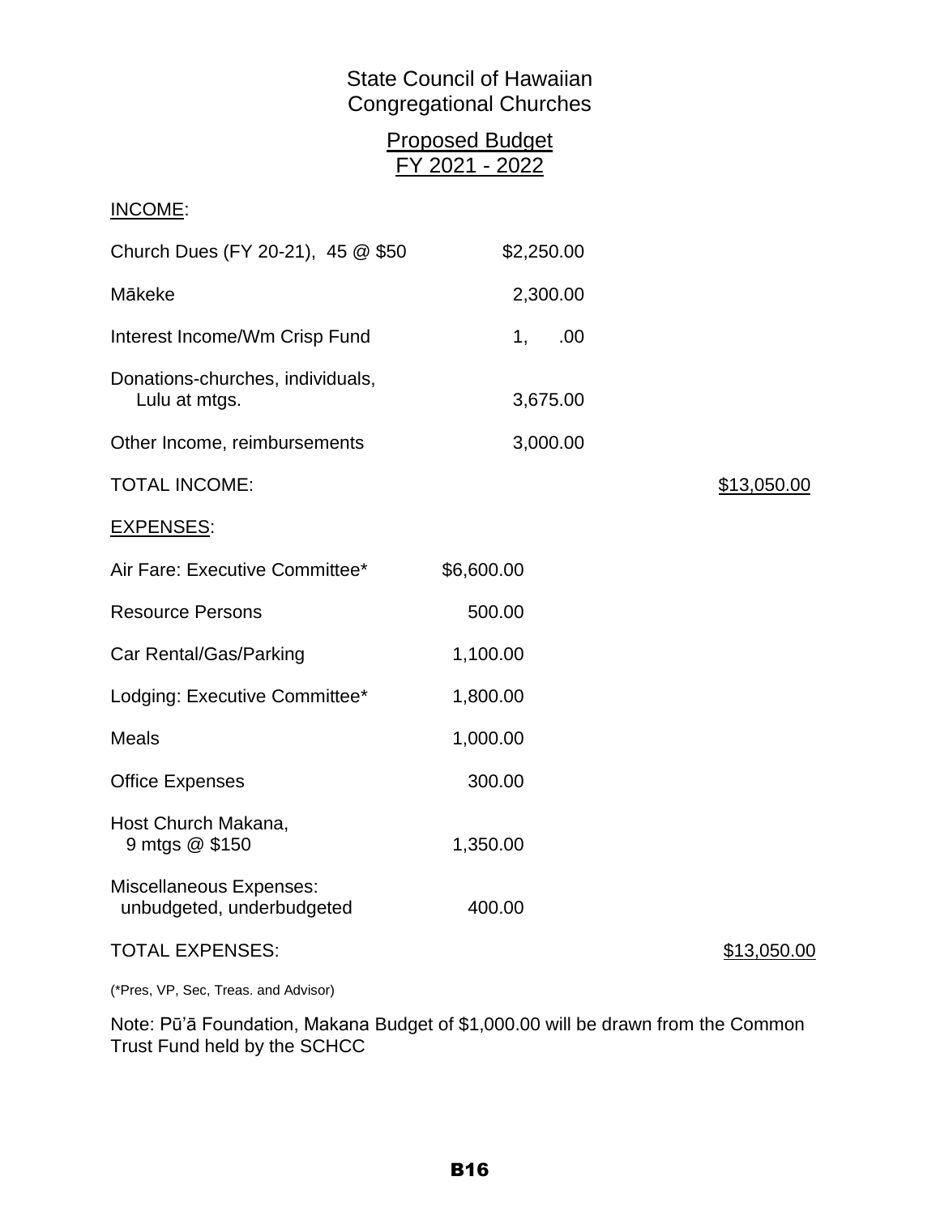State Council of Hawaiian
Congregational Churches

Proposed Budget
FY 2021 - 2022

INCOME:

| | | |
|---|---|---|
| Church Dues (FY 20-21), 45 @ $50 | $2,250.00 | |
| Mākeke | 2,300.00 | |
| Interest Income/Wm Crisp Fund | 1, .00 | |
| Donations-churches, individuals, Lulu at mtgs. | 3,675.00 | |
| Other Income, reimbursements | 3,000.00 | |
| TOTAL INCOME: | | $13,050.00 |

EXPENSES:

| | | |
|---|---|---|
| Air Fare: Executive Committee* | $6,600.00 | |
| Resource Persons | 500.00 | |
| Car Rental/Gas/Parking | 1,100.00 | |
| Lodging: Executive Committee* | 1,800.00 | |
| Meals | 1,000.00 | |
| Office Expenses | 300.00 | |
| Host Church Makana, 9 mtgs @ $150 | 1,350.00 | |
| Miscellaneous Expenses: unbudgeted, underbudgeted | 400.00 | |
| TOTAL EXPENSES: | | $13,050.00 |

(*Pres, VP, Sec, Treas. and Advisor)

Note: Pū'ā Foundation, Makana Budget of $1,000.00 will be drawn from the Common Trust Fund held by the SCHCC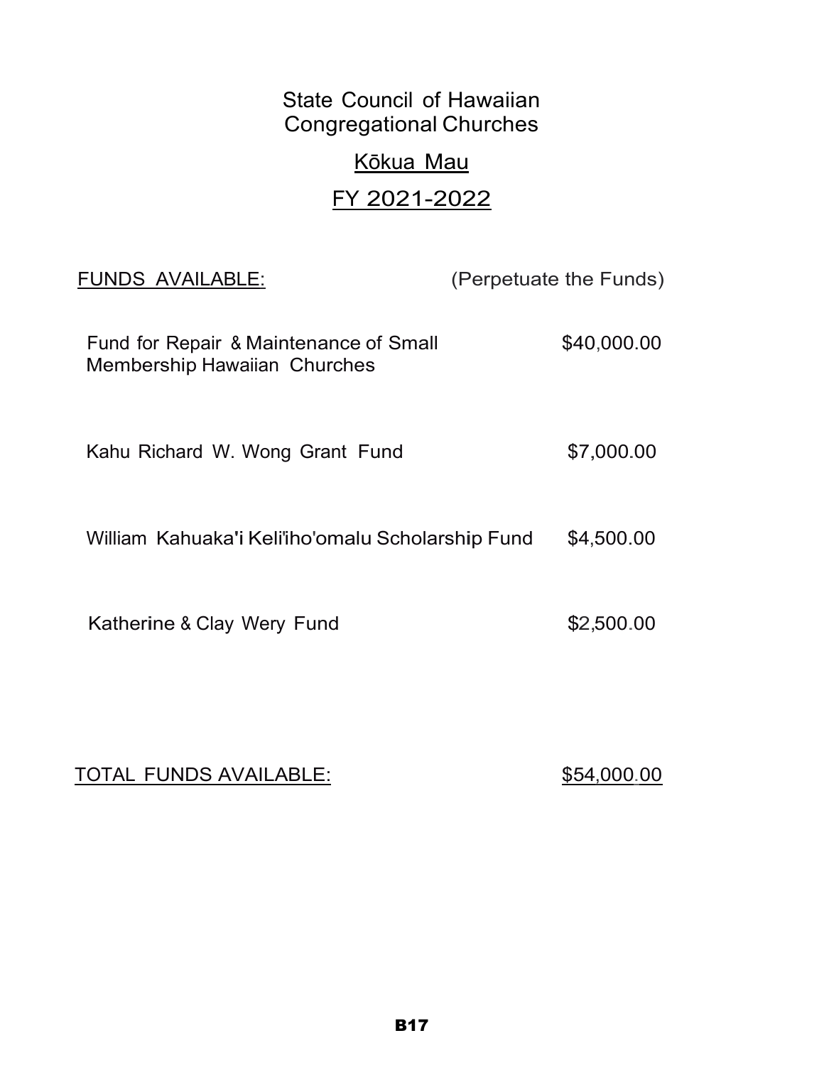# State Council of Hawaiian Congregational Churches

## Kōkua Mau

## FY 2021-2022

| FUNDS AVAILABLE: | (Perpetuate the Funds) |
|---|---|
| Fund for Repair & Maintenance of Small Membership Hawaiian Churches | $40,000.00 |
| Kahu Richard W. Wong Grant Fund | $7,000.00 |
| William Kahuaka'i Keli'iho'omalu Scholarship Fund | $4,500.00 |
| Katherine & Clay Wery Fund | $2,500.00 |
| TOTAL FUNDS AVAILABLE: | $54,000.00 |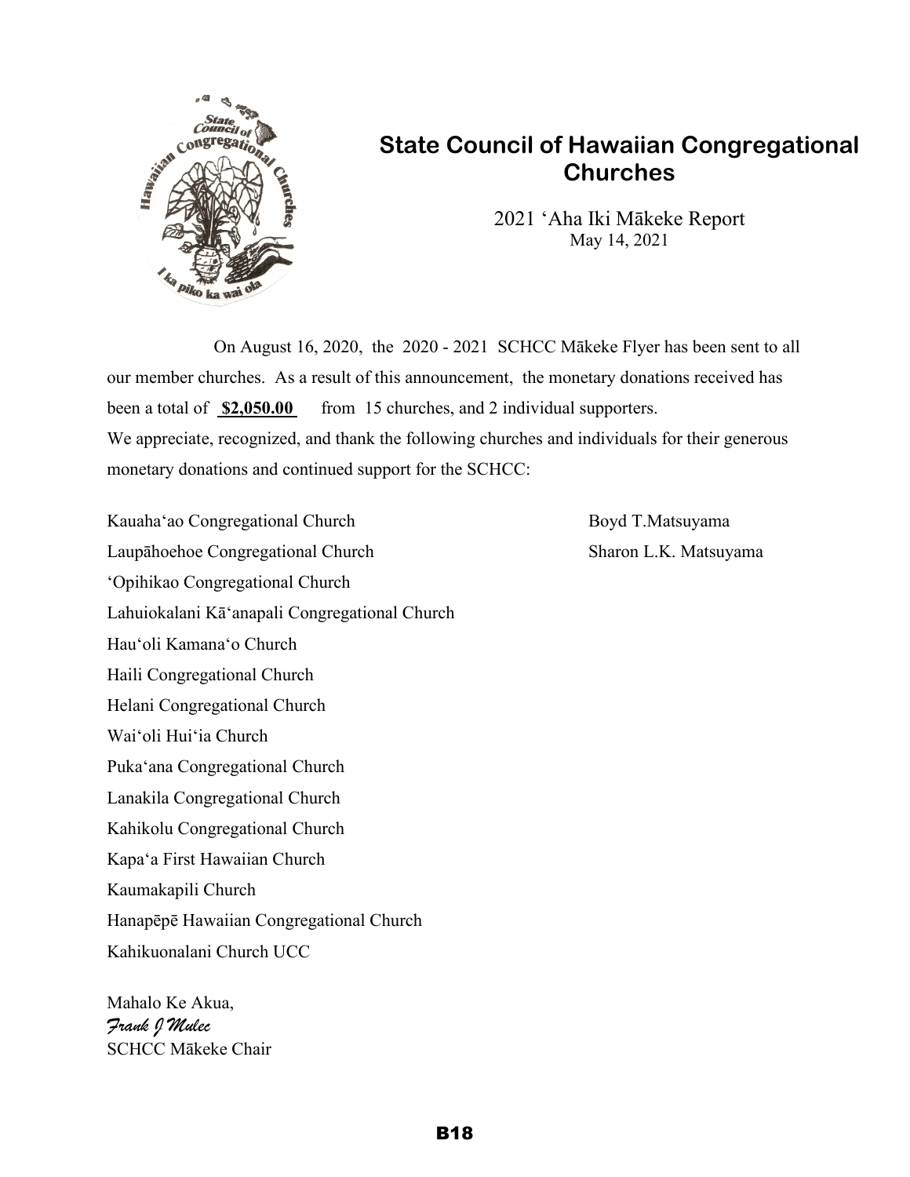# State Council of Hawaiian Congregational Churches

2021 ʻAha Iki Mākeke Report
May 14, 2021

On August 16, 2020, the 2020 - 2021 SCHCC Mākeke Flyer has been sent to all our member churches. As a result of this announcement, the monetary donations received has been a total of **$2,050.00** from 15 churches, and 2 individual supporters.

We appreciate, recognized, and thank the following churches and individuals for their generous monetary donations and continued support for the SCHCC:

Kauahaʻao Congregational Church
Laupāhoehoe Congregational Church
ʻOpihikao Congregational Church
Lahuiokalani Kāʻanapali Congregational Church
Hauʻoli Kamanaʻo Church
Haili Congregational Church
Helani Congregational Church
Waiʻoli Huiʻia Church
Pukaʻana Congregational Church
Lanakila Congregational Church
Kahikolu Congregational Church
Kapaʻa First Hawaiian Church
Kaumakapili Church
Hanapēpē Hawaiian Congregational Church
Kahikuonalani Church UCC

Boyd T.Matsuyama
Sharon L.K. Matsuyama

Mahalo Ke Akua,
*Frank J Mulec*
SCHCC Mākeke Chair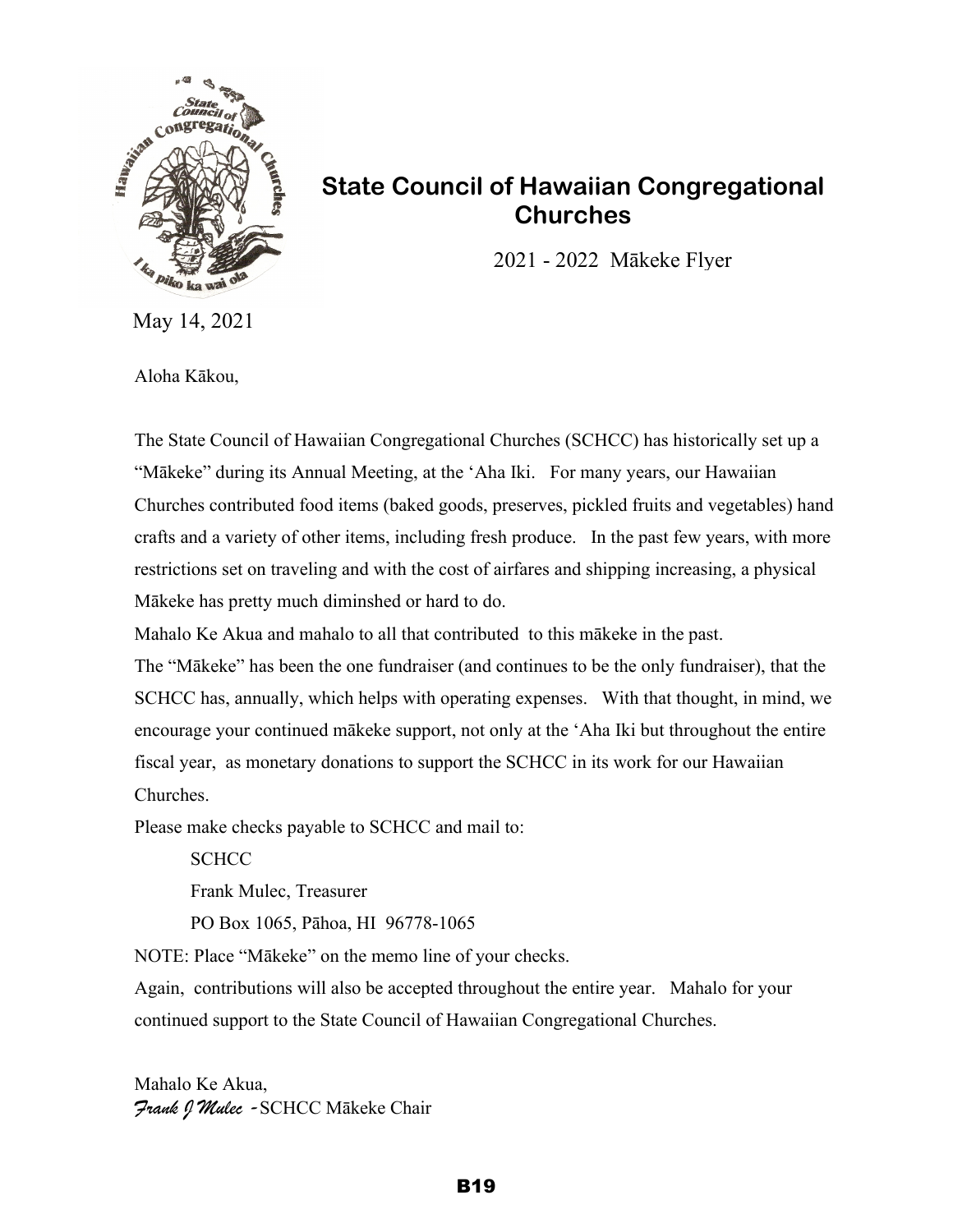# State Council of Hawaiian Congregational Churches

2021 - 2022 Mākeke Flyer

May 14, 2021

Aloha Kākou,

The State Council of Hawaiian Congregational Churches (SCHCC) has historically set up a "Mākeke" during its Annual Meeting, at the ʻAha Iki. For many years, our Hawaiian Churches contributed food items (baked goods, preserves, pickled fruits and vegetables) hand crafts and a variety of other items, including fresh produce. In the past few years, with more restrictions set on traveling and with the cost of airfares and shipping increasing, a physical Mākeke has pretty much diminshed or hard to do.

Mahalo Ke Akua and mahalo to all that contributed to this mākeke in the past.

The "Mākeke" has been the one fundraiser (and continues to be the only fundraiser), that the SCHCC has, annually, which helps with operating expenses. With that thought, in mind, we encourage your continued mākeke support, not only at the ʻAha Iki but throughout the entire fiscal year, as monetary donations to support the SCHCC in its work for our Hawaiian Churches.

Please make checks payable to SCHCC and mail to:

SCHCC
Frank Mulec, Treasurer
PO Box 1065, Pāhoa, HI 96778-1065

NOTE: Place "Mākeke" on the memo line of your checks.

Again, contributions will also be accepted throughout the entire year. Mahalo for your continued support to the State Council of Hawaiian Congregational Churches.

Mahalo Ke Akua,
*Frank J Mulec* - SCHCC Mākeke Chair